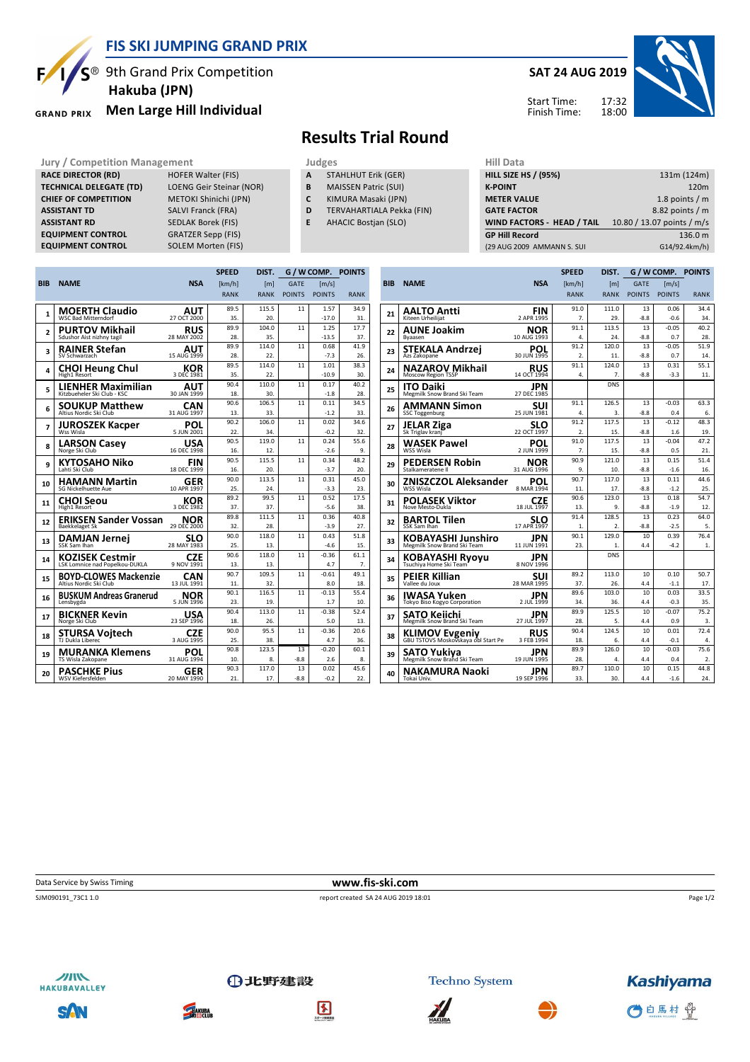# FIS SKI JUMPING GRAND PRIX

9th Grand Prix Competition
**Hakuba (JPN)**
**Men Large Hill Individual**

**SAT 24 AUG 2019**

Start Time: 17:32
Finish Time: 18:00

## Results Trial Round

| Jury / Competition Management | |
|---|---|
| RACE DIRECTOR (RD) | HOFER Walter (FIS) |
| TECHNICAL DELEGATE (TD) | LOENG Geir Steinar (NOR) |
| CHIEF OF COMPETITION | METOKI Shinichi (JPN) |
| ASSISTANT TD | SALVI Franck (FRA) |
| ASSISTANT RD | SEDLAK Borek (FIS) |
| EQUIPMENT CONTROL | GRATZER Sepp (FIS) |
| EQUIPMENT CONTROL | SOLEM Morten (FIS) |

| Judges | |
|---|---|
| A | STAHLHUT Erik (GER) |
| B | MAISSEN Patric (SUI) |
| C | KIMURA Masaki (JPN) |
| D | TERVAHARTIALA Pekka (FIN) |
| E | AHACIC Bostjan (SLO) |

| Hill Data | |
|---|---|
| HILL SIZE HS / (95%) | 131m (124m) |
| K-POINT | 120m |
| METER VALUE | 1.8 points / m |
| GATE FACTOR | 8.82 points / m |
| WIND FACTORS - HEAD / TAIL | 10.80 / 13.07 points / m/s |
| GP Hill Record | 136.0 m |
| (29 AUG 2009 AMMANN S. SUI | G14/92.4km/h) |

| BIB | NAME | NSA | SPEED [km/h] | SPEED RANK | DIST. [m] | DIST. RANK | GATE | GATE POINTS | WIND [m/s] | WIND POINTS | POINTS | RANK |
|---|---|---|---|---|---|---|---|---|---|---|---|---|
| 1 | MOERTH Claudio<br>WSC Bad Mitterndorf | AUT<br>27 OCT 2000 | 89.5 | 35. | 115.5 | 20. | 11 | | 1.57 | -17.0 | 34.9 | 31. |
| 2 | PURTOV Mikhail<br>Sdushor Aist nizhny tagil | RUS<br>28 MAY 2002 | 89.9 | 28. | 104.0 | 35. | 11 | | 1.25 | -13.5 | 17.7 | 37. |
| 3 | RAINER Stefan<br>SV Schwarzach | AUT<br>15 AUG 1999 | 89.9 | 28. | 114.0 | 22. | 11 | | 0.68 | -7.3 | 41.9 | 26. |
| 4 | CHOI Heung Chul<br>High1 Resort | KOR<br>3 DEC 1981 | 89.5 | 35. | 114.0 | 22. | 11 | | 1.01 | -10.9 | 38.3 | 30. |
| 5 | LIENHER Maximilian<br>Kitzbueheler Ski Club - KSC | AUT<br>30 JAN 1999 | 90.4 | 18. | 110.0 | 30. | 11 | | 0.17 | -1.8 | 40.2 | 28. |
| 6 | SOUKUP Matthew<br>Altius Nordic Ski Club | CAN<br>31 AUG 1997 | 90.6 | 13. | 106.5 | 33. | 11 | | 0.11 | -1.2 | 34.5 | 33. |
| 7 | JUROSZEK Kacper<br>Wss Wisla | POL<br>5 JUN 2001 | 90.2 | 22. | 106.0 | 34. | 11 | | 0.02 | -0.2 | 34.6 | 32. |
| 8 | LARSON Casey<br>Norge Ski Club | USA<br>16 DEC 1998 | 90.5 | 16. | 119.0 | 12. | 11 | | 0.24 | -2.6 | 55.6 | 9. |
| 9 | KYTOSAHO Niko<br>Lahti Ski Club | FIN<br>18 DEC 1999 | 90.5 | 16. | 115.5 | 20. | 11 | | 0.34 | -3.7 | 48.2 | 20. |
| 10 | HAMANN Martin<br>SG Nickelhuette Aue | GER<br>10 APR 1997 | 90.0 | 25. | 113.5 | 24. | 11 | | 0.31 | -3.3 | 45.0 | 23. |
| 11 | CHOI Seou<br>High1 Resort | KOR<br>3 DEC 1982 | 89.2 | 37. | 99.5 | 37. | 11 | | 0.52 | -5.6 | 17.5 | 38. |
| 12 | ERIKSEN Sander Vossan<br>Baekkelaget Sk | NOR<br>29 DEC 2000 | 89.8 | 32. | 111.5 | 28. | 11 | | 0.36 | -3.9 | 40.8 | 27. |
| 13 | DAMJAN Jernej<br>SSK Sam Ihan | SLO<br>28 MAY 1983 | 90.0 | 25. | 118.0 | 13. | 11 | | 0.43 | -4.6 | 51.8 | 15. |
| 14 | KOZISEK Cestmir<br>LSK Lomnice nad Popelkou-DUKLA | CZE<br>9 NOV 1991 | 90.6 | 13. | 118.0 | 13. | 11 | | -0.36 | 4.7 | 61.1 | 7. |
| 15 | BOYD-CLOWES Mackenzie<br>Altius Nordic Ski Club | CAN<br>13 JUL 1991 | 90.7 | 11. | 109.5 | 32. | 11 | | -0.61 | 8.0 | 49.1 | 18. |
| 16 | BUSKUM Andreas Granerud<br>Lensbygda | NOR<br>5 JUN 1996 | 90.1 | 23. | 116.5 | 19. | 11 | | -0.13 | 1.7 | 55.4 | 10. |
| 17 | BICKNER Kevin<br>Norge Ski Club | USA<br>23 SEP 1996 | 90.4 | 18. | 113.0 | 26. | 11 | | -0.38 | 5.0 | 52.4 | 13. |
| 18 | STURSA Vojtech<br>TJ Dukla Liberec | CZE<br>3 AUG 1995 | 90.0 | 25. | 95.5 | 38. | 11 | | -0.36 | 4.7 | 20.6 | 36. |
| 19 | MURANKA Klemens<br>TS Wisla Zakopane | POL<br>31 AUG 1994 | 90.8 | 10. | 123.5 | 8. | 13 | -8.8 | -0.20 | 2.6 | 60.1 | 8. |
| 20 | PASCHKE Pius<br>WSV Kiefersfelden | GER<br>20 MAY 1990 | 90.3 | 21. | 117.0 | 17. | 13 | -8.8 | 0.02 | -0.2 | 45.6 | 22. |
| 21 | AALTO Antti<br>Kiteen Urheilijat | FIN<br>2 APR 1995 | 91.0 | 7. | 111.0 | 29. | 13 | -8.8 | 0.06 | -0.6 | 34.4 | 34. |
| 22 | AUNE Joakim<br>Byaasen | NOR<br>10 AUG 1993 | 91.1 | 4. | 113.5 | 24. | 13 | -8.8 | -0.05 | 0.7 | 40.2 | 28. |
| 23 | STEKALA Andrzej<br>Azs Zakopane | POL<br>30 JUN 1995 | 91.2 | 2. | 120.0 | 11. | 13 | -8.8 | -0.05 | 0.7 | 51.9 | 14. |
| 24 | NAZAROV Mikhail<br>Moscow Region TSSP | RUS<br>14 OCT 1994 | 91.1 | 4. | 124.0 | 7. | 13 | -8.8 | 0.31 | -3.3 | 55.1 | 11. |
| 25 | ITO Daiki<br>Megmilk Snow Brand Ski Team | JPN<br>27 DEC 1985 | | | DNS | | | | | | | |
| 26 | AMMANN Simon<br>SSC Toggenburg | SUI<br>25 JUN 1981 | 91.1 | 4. | 126.5 | 3. | 13 | -8.8 | -0.03 | 0.4 | 63.3 | 6. |
| 27 | JELAR Ziga<br>Sk Triglav kranj | SLO<br>22 OCT 1997 | 91.2 | 2. | 117.5 | 15. | 13 | -8.8 | -0.12 | 1.6 | 48.3 | 19. |
| 28 | WASEK Pawel<br>WSS Wisla | POL<br>2 JUN 1999 | 91.0 | 7. | 117.5 | 15. | 13 | -8.8 | -0.04 | 0.5 | 47.2 | 21. |
| 29 | PEDERSEN Robin<br>Stalkameratene Il | NOR<br>31 AUG 1996 | 90.9 | 9. | 121.0 | 10. | 13 | -8.8 | 0.15 | -1.6 | 51.4 | 16. |
| 30 | ZNISZCZOL Aleksander<br>WSS Wisla | POL<br>8 MAR 1994 | 90.7 | 11. | 117.0 | 17. | 13 | -8.8 | 0.11 | -1.2 | 44.6 | 25. |
| 31 | POLASEK Viktor<br>Nove Mesto-Dukla | CZE<br>18 JUL 1997 | 90.6 | 13. | 123.0 | 9. | 13 | -8.8 | 0.18 | -1.9 | 54.7 | 12. |
| 32 | BARTOL Tilen<br>SSK Sam Ihan | SLO<br>17 APR 1997 | 91.4 | 1. | 128.5 | 2. | 13 | -8.8 | 0.23 | -2.5 | 64.0 | 5. |
| 33 | KOBAYASHI Junshiro<br>Megmilk Snow Brand Ski Team | JPN<br>11 JUN 1991 | 90.1 | 23. | 129.0 | 1. | 10 | 4.4 | 0.39 | -4.2 | 76.4 | 1. |
| 34 | KOBAYASHI Ryoyu<br>Tsuchiya Home Ski Team | JPN<br>8 NOV 1996 | | | DNS | | | | | | | |
| 35 | PEIER Killian<br>Vallee du Joux | SUI<br>28 MAR 1995 | 89.2 | 37. | 113.0 | 26. | 10 | 4.4 | 0.10 | -1.1 | 50.7 | 17. |
| 36 | IWASA Yuken<br>Tokyo Biso Kogyo Corporation | JPN<br>2 JUL 1999 | 89.6 | 34. | 103.0 | 36. | 10 | 4.4 | 0.03 | -0.3 | 33.5 | 35. |
| 37 | SATO Keiichi<br>Megmilk Snow Brand Ski Team | JPN<br>27 JUL 1997 | 89.9 | 28. | 125.5 | 5. | 10 | 4.4 | -0.07 | 0.9 | 75.2 | 3. |
| 38 | KLIMOV Evgeniy<br>GBU TSTOVS Moskovskaya obl Start Pe | RUS<br>3 FEB 1994 | 90.4 | 18. | 124.5 | 6. | 10 | 4.4 | 0.01 | -0.1 | 72.4 | 4. |
| 39 | SATO Yukiya<br>Megmilk Snow Brand Ski Team | JPN<br>19 JUN 1995 | 89.9 | 28. | 126.0 | 4. | 10 | 4.4 | -0.03 | 0.4 | 75.6 | 2. |
| 40 | NAKAMURA Naoki<br>Tokai Univ. | JPN<br>19 SEP 1996 | 89.7 | 33. | 110.0 | 30. | 10 | 4.4 | 0.15 | -1.6 | 44.8 | 24. |

Data Service by Swiss Timing — www.fis-ski.com

SJM090191_73C1 1.0 — report created SA 24 AUG 2019 18:01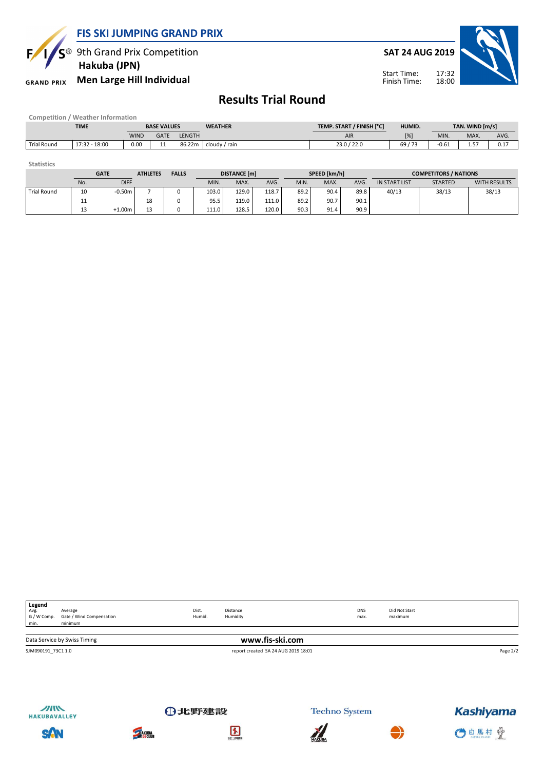# FIS SKI JUMPING GRAND PRIX

9th Grand Prix Competition
**Hakuba (JPN)**
**Men Large Hill Individual**

**SAT 24 AUG 2019**

Start Time: 17:32
Finish Time: 18:00

## Results Trial Round

**Competition / Weather Information**

| TIME | | BASE VALUES | | | WEATHER | TEMP. START / FINISH [°C] | HUMID. | TAN. WIND [m/s] | | |
|---|---|---|---|---|---|---|---|---|---|---|
| | | WIND | GATE | LENGTH | | AIR | [%] | MIN. | MAX. | AVG. |
| Trial Round | 17:32 - 18:00 | 0.00 | 11 | 86.22m | cloudy / rain | 23.0 / 22.0 | 69 / 73 | -0.61 | 1.57 | 0.17 |

**Statistics**

| | GATE | | ATHLETES | FALLS | DISTANCE [m] | | | SPEED [km/h] | | | COMPETITORS / NATIONS | | |
|---|---|---|---|---|---|---|---|---|---|---|---|---|---|
| | No. | DIFF | | | MIN. | MAX. | AVG. | MIN. | MAX. | AVG. | IN START LIST | STARTED | WITH RESULTS |
| Trial Round | 10 | -0.50m | 7 | 0 | 103.0 | 129.0 | 118.7 | 89.2 | 90.4 | 89.8 | 40/13 | 38/13 | 38/13 |
| | 11 | | 18 | 0 | 95.5 | 119.0 | 111.0 | 89.2 | 90.7 | 90.1 | | | |
| | 13 | +1.00m | 13 | 0 | 111.0 | 128.5 | 120.0 | 90.3 | 91.4 | 90.9 | | | |

| Legend | | | | | |
|---|---|---|---|---|---|
| Avg. | Average | Dist. | Distance | DNS | Did Not Start |
| G / W Comp. | Gate / Wind Compensation | Humid. | Humidity | max. | maximum |
| min. | minimum | | | | |

Data Service by Swiss Timing

www.fis-ski.com

SJM090191_73C1 1.0

report created SA 24 AUG 2019 18:01